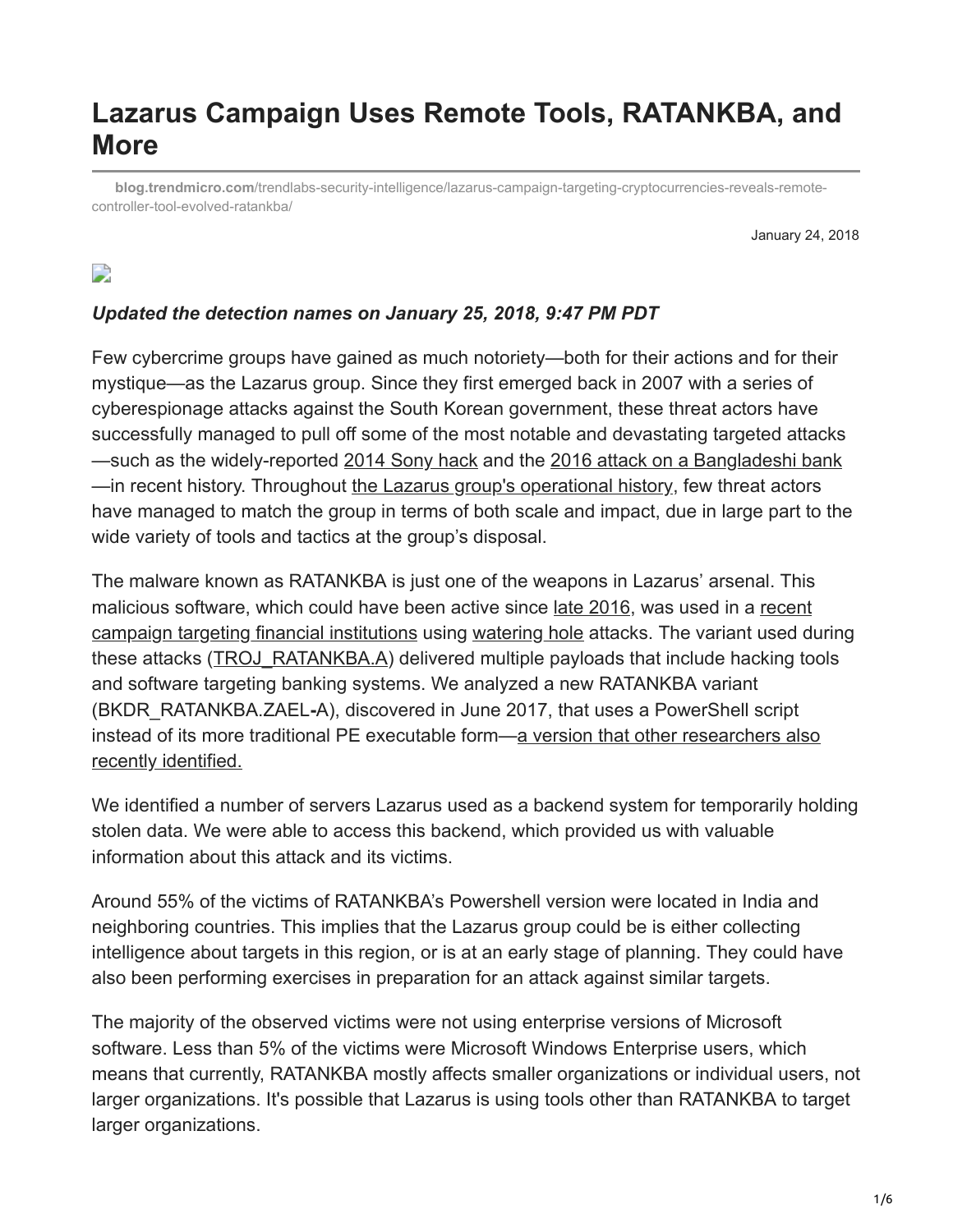# Lazarus Campaign Uses Remote Tools, RATANKBA, and More

**blog.trendmicro.com**/trendlabs-security-intelligence/lazarus-campaign-targeting-cryptocurrencies-reveals-remote-controller-tool-evolved-ratankba/

January 24, 2018

***Updated the detection names on January 25, 2018, 9:47 PM PDT***

Few cybercrime groups have gained as much notoriety—both for their actions and for their mystique—as the Lazarus group. Since they first emerged back in 2007 with a series of cyberespionage attacks against the South Korean government, these threat actors have successfully managed to pull off some of the most notable and devastating targeted attacks—such as the widely-reported 2014 Sony hack and the 2016 attack on a Bangladeshi bank—in recent history. Throughout the Lazarus group's operational history, few threat actors have managed to match the group in terms of both scale and impact, due in large part to the wide variety of tools and tactics at the group's disposal.

The malware known as RATANKBA is just one of the weapons in Lazarus' arsenal. This malicious software, which could have been active since late 2016, was used in a recent campaign targeting financial institutions using watering hole attacks. The variant used during these attacks (TROJ_RATANKBA.A) delivered multiple payloads that include hacking tools and software targeting banking systems. We analyzed a new RATANKBA variant (BKDR_RATANKBA.ZAEL-A), discovered in June 2017, that uses a PowerShell script instead of its more traditional PE executable form—a version that other researchers also recently identified.

We identified a number of servers Lazarus used as a backend system for temporarily holding stolen data. We were able to access this backend, which provided us with valuable information about this attack and its victims.

Around 55% of the victims of RATANKBA's Powershell version were located in India and neighboring countries. This implies that the Lazarus group could be is either collecting intelligence about targets in this region, or is at an early stage of planning. They could have also been performing exercises in preparation for an attack against similar targets.

The majority of the observed victims were not using enterprise versions of Microsoft software. Less than 5% of the victims were Microsoft Windows Enterprise users, which means that currently, RATANKBA mostly affects smaller organizations or individual users, not larger organizations. It's possible that Lazarus is using tools other than RATANKBA to target larger organizations.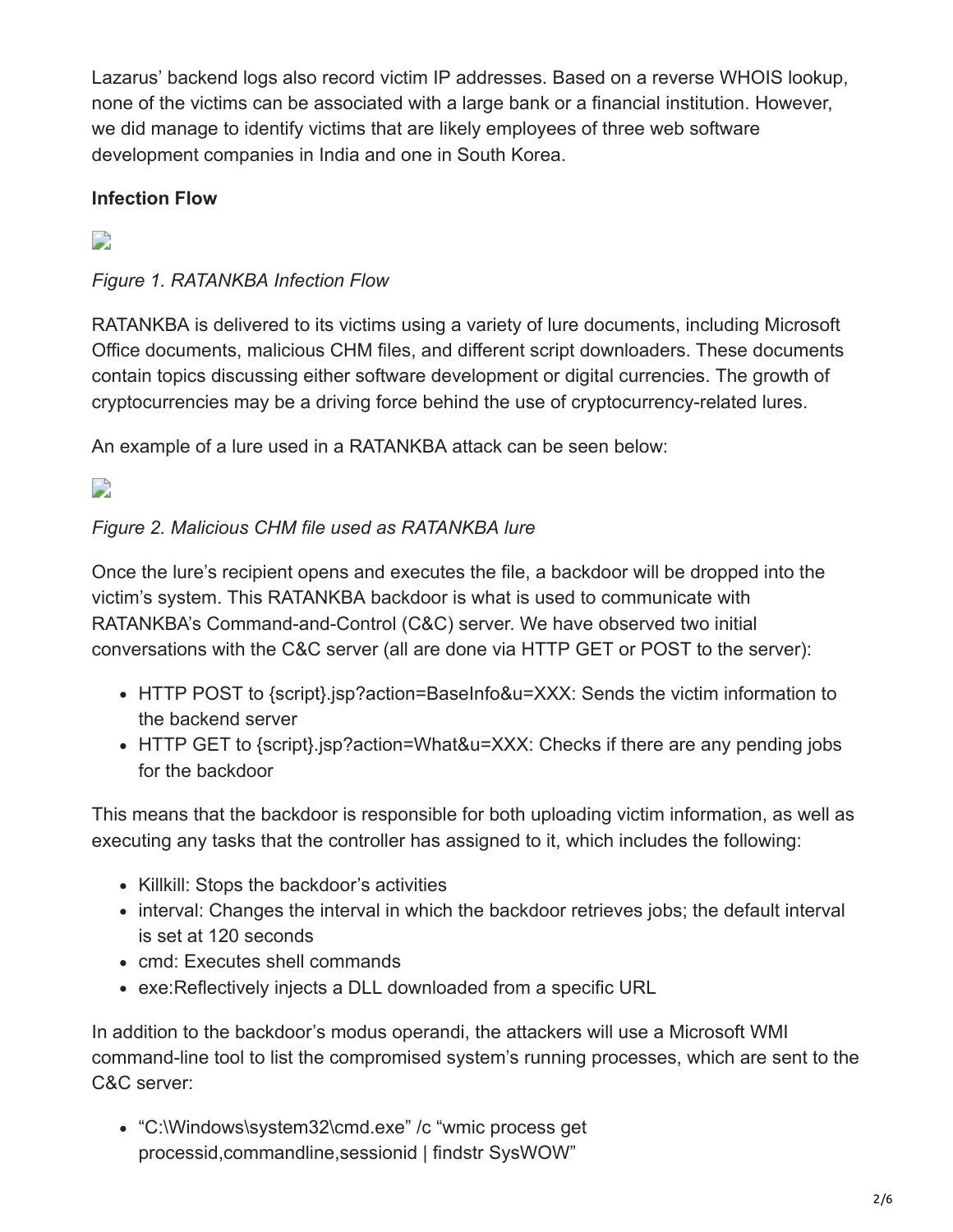Lazarus' backend logs also record victim IP addresses. Based on a reverse WHOIS lookup, none of the victims can be associated with a large bank or a financial institution. However, we did manage to identify victims that are likely employees of three web software development companies in India and one in South Korea.

**Infection Flow**

*Figure 1. RATANKBA Infection Flow*

RATANKBA is delivered to its victims using a variety of lure documents, including Microsoft Office documents, malicious CHM files, and different script downloaders. These documents contain topics discussing either software development or digital currencies. The growth of cryptocurrencies may be a driving force behind the use of cryptocurrency-related lures.

An example of a lure used in a RATANKBA attack can be seen below:

*Figure 2. Malicious CHM file used as RATANKBA lure*

Once the lure's recipient opens and executes the file, a backdoor will be dropped into the victim's system. This RATANKBA backdoor is what is used to communicate with RATANKBA's Command-and-Control (C&C) server. We have observed two initial conversations with the C&C server (all are done via HTTP GET or POST to the server):

- HTTP POST to {script}.jsp?action=BaseInfo&u=XXX: Sends the victim information to the backend server
- HTTP GET to {script}.jsp?action=What&u=XXX: Checks if there are any pending jobs for the backdoor

This means that the backdoor is responsible for both uploading victim information, as well as executing any tasks that the controller has assigned to it, which includes the following:

- Killkill: Stops the backdoor's activities
- interval: Changes the interval in which the backdoor retrieves jobs; the default interval is set at 120 seconds
- cmd: Executes shell commands
- exe:Reflectively injects a DLL downloaded from a specific URL

In addition to the backdoor's modus operandi, the attackers will use a Microsoft WMI command-line tool to list the compromised system's running processes, which are sent to the C&C server:

- "C:\Windows\system32\cmd.exe" /c "wmic process get processid,commandline,sessionid | findstr SysWOW"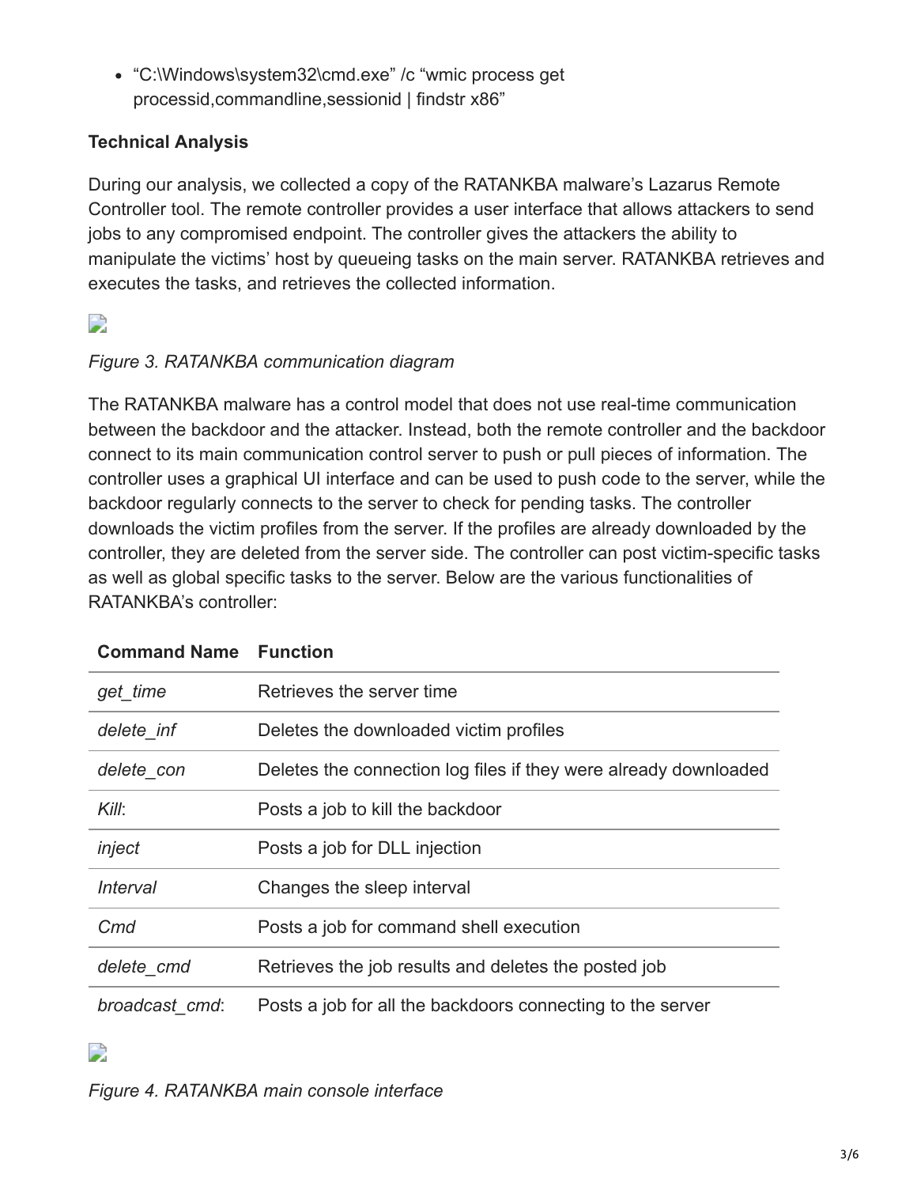- "C:\Windows\system32\cmd.exe" /c "wmic process get processid,commandline,sessionid | findstr x86"

**Technical Analysis**

During our analysis, we collected a copy of the RATANKBA malware's Lazarus Remote Controller tool. The remote controller provides a user interface that allows attackers to send jobs to any compromised endpoint. The controller gives the attackers the ability to manipulate the victims' host by queueing tasks on the main server. RATANKBA retrieves and executes the tasks, and retrieves the collected information.

*Figure 3. RATANKBA communication diagram*

The RATANKBA malware has a control model that does not use real-time communication between the backdoor and the attacker. Instead, both the remote controller and the backdoor connect to its main communication control server to push or pull pieces of information. The controller uses a graphical UI interface and can be used to push code to the server, while the backdoor regularly connects to the server to check for pending tasks. The controller downloads the victim profiles from the server. If the profiles are already downloaded by the controller, they are deleted from the server side. The controller can post victim-specific tasks as well as global specific tasks to the server. Below are the various functionalities of RATANKBA's controller:

| Command Name | Function |
| --- | --- |
| *get_time* | Retrieves the server time |
| *delete_inf* | Deletes the downloaded victim profiles |
| *delete_con* | Deletes the connection log files if they were already downloaded |
| *Kill*: | Posts a job to kill the backdoor |
| *inject* | Posts a job for DLL injection |
| *Interval* | Changes the sleep interval |
| *Cmd* | Posts a job for command shell execution |
| *delete_cmd* | Retrieves the job results and deletes the posted job |
| *broadcast_cmd*: | Posts a job for all the backdoors connecting to the server |

*Figure 4. RATANKBA main console interface*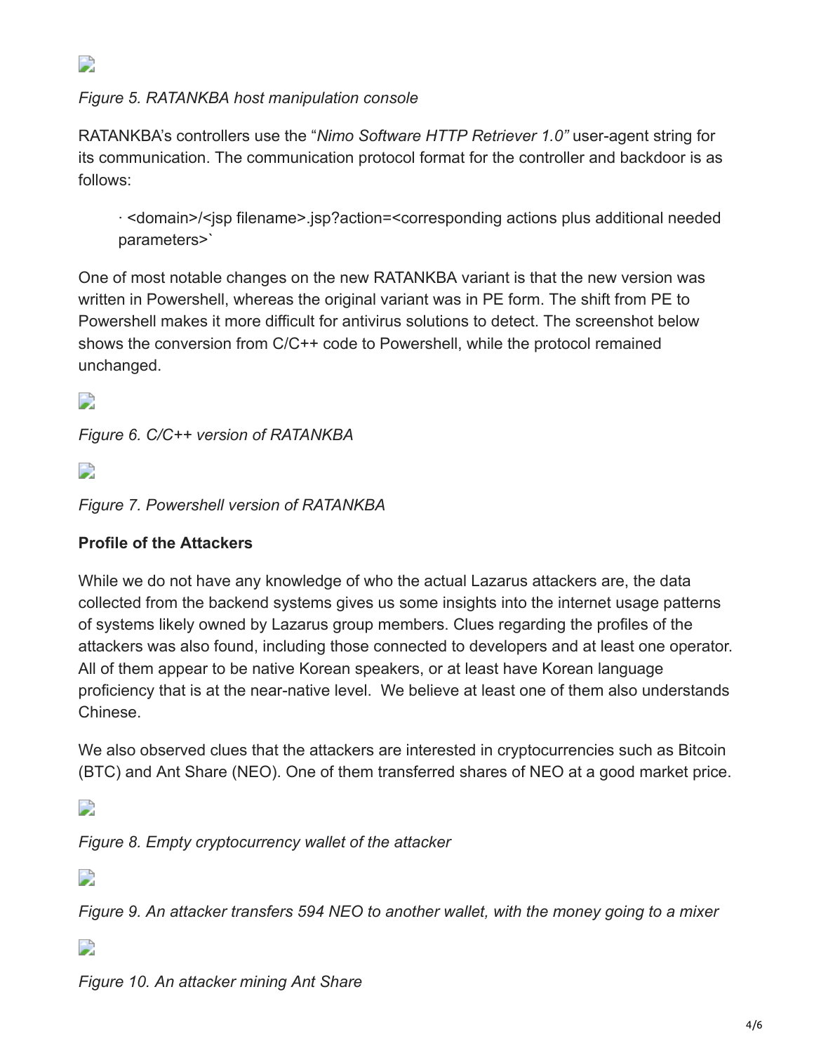*Figure 5. RATANKBA host manipulation console*

RATANKBA's controllers use the "*Nimo Software HTTP Retriever 1.0"* user-agent string for its communication. The communication protocol format for the controller and backdoor is as follows:

- <domain>/<jsp filename>.jsp?action=<corresponding actions plus additional needed parameters>`

One of most notable changes on the new RATANKBA variant is that the new version was written in Powershell, whereas the original variant was in PE form. The shift from PE to Powershell makes it more difficult for antivirus solutions to detect. The screenshot below shows the conversion from C/C++ code to Powershell, while the protocol remained unchanged.

*Figure 6. C/C++ version of RATANKBA*

*Figure 7. Powershell version of RATANKBA*

**Profile of the Attackers**

While we do not have any knowledge of who the actual Lazarus attackers are, the data collected from the backend systems gives us some insights into the internet usage patterns of systems likely owned by Lazarus group members. Clues regarding the profiles of the attackers was also found, including those connected to developers and at least one operator. All of them appear to be native Korean speakers, or at least have Korean language proficiency that is at the near-native level. We believe at least one of them also understands Chinese.

We also observed clues that the attackers are interested in cryptocurrencies such as Bitcoin (BTC) and Ant Share (NEO). One of them transferred shares of NEO at a good market price.

*Figure 8. Empty cryptocurrency wallet of the attacker*

*Figure 9. An attacker transfers 594 NEO to another wallet, with the money going to a mixer*

*Figure 10. An attacker mining Ant Share*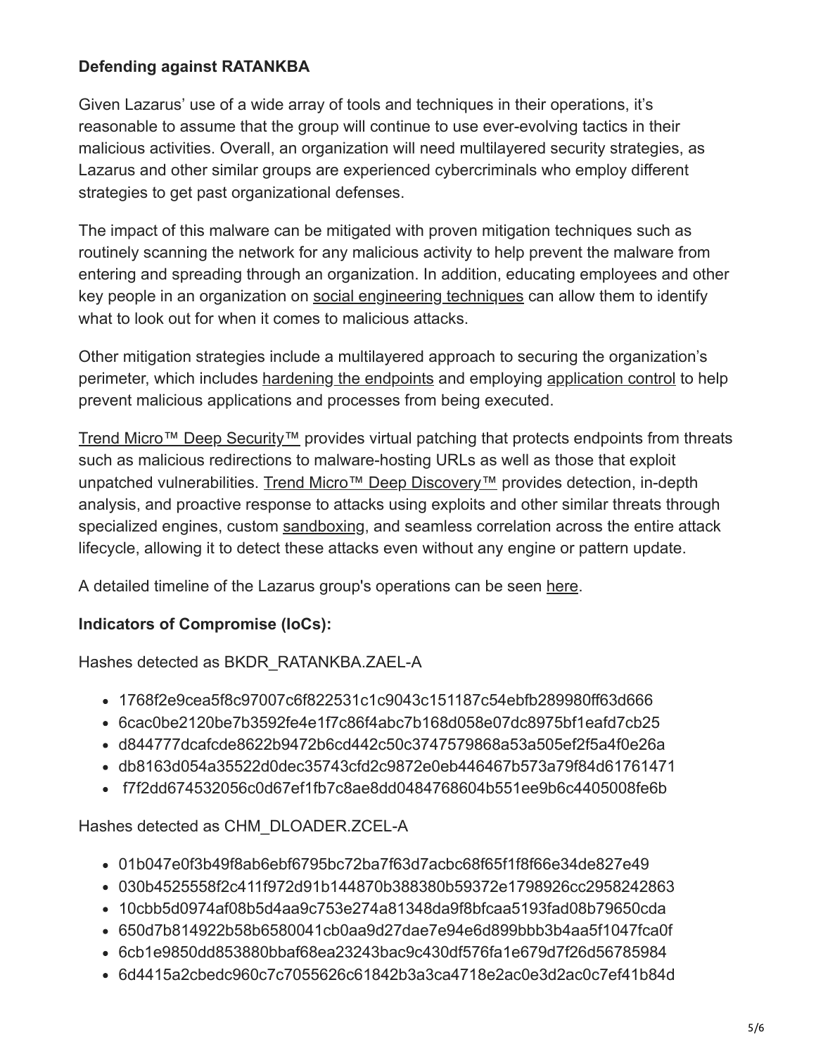**Defending against RATANKBA**

Given Lazarus' use of a wide array of tools and techniques in their operations, it's reasonable to assume that the group will continue to use ever-evolving tactics in their malicious activities. Overall, an organization will need multilayered security strategies, as Lazarus and other similar groups are experienced cybercriminals who employ different strategies to get past organizational defenses.

The impact of this malware can be mitigated with proven mitigation techniques such as routinely scanning the network for any malicious activity to help prevent the malware from entering and spreading through an organization. In addition, educating employees and other key people in an organization on social engineering techniques can allow them to identify what to look out for when it comes to malicious attacks.

Other mitigation strategies include a multilayered approach to securing the organization's perimeter, which includes hardening the endpoints and employing application control to help prevent malicious applications and processes from being executed.

Trend Micro™ Deep Security™ provides virtual patching that protects endpoints from threats such as malicious redirections to malware-hosting URLs as well as those that exploit unpatched vulnerabilities. Trend Micro™ Deep Discovery™ provides detection, in-depth analysis, and proactive response to attacks using exploits and other similar threats through specialized engines, custom sandboxing, and seamless correlation across the entire attack lifecycle, allowing it to detect these attacks even without any engine or pattern update.

A detailed timeline of the Lazarus group's operations can be seen here.

**Indicators of Compromise (IoCs):**

Hashes detected as BKDR_RATANKBA.ZAEL-A

- 1768f2e9cea5f8c97007c6f822531c1c9043c151187c54ebfb289980ff63d666
- 6cac0be2120be7b3592fe4e1f7c86f4abc7b168d058e07dc8975bf1eafd7cb25
- d844777dcafcde8622b9472b6cd442c50c3747579868a53a505ef2f5a4f0e26a
- db8163d054a35522d0dec35743cfd2c9872e0eb446467b573a79f84d61761471
- f7f2dd674532056c0d67ef1fb7c8ae8dd0484768604b551ee9b6c4405008fe6b

Hashes detected as CHM_DLOADER.ZCEL-A

- 01b047e0f3b49f8ab6ebf6795bc72ba7f63d7acbc68f65f1f8f66e34de827e49
- 030b4525558f2c411f972d91b144870b388380b59372e1798926cc2958242863
- 10cbb5d0974af08b5d4aa9c753e274a81348da9f8bfcaa5193fad08b79650cda
- 650d7b814922b58b6580041cb0aa9d27dae7e94e6d899bbb3b4aa5f1047fca0f
- 6cb1e9850dd853880bbaf68ea23243bac9c430df576fa1e679d7f26d56785984
- 6d4415a2cbedc960c7c7055626c61842b3a3ca4718e2ac0e3d2ac0c7ef41b84d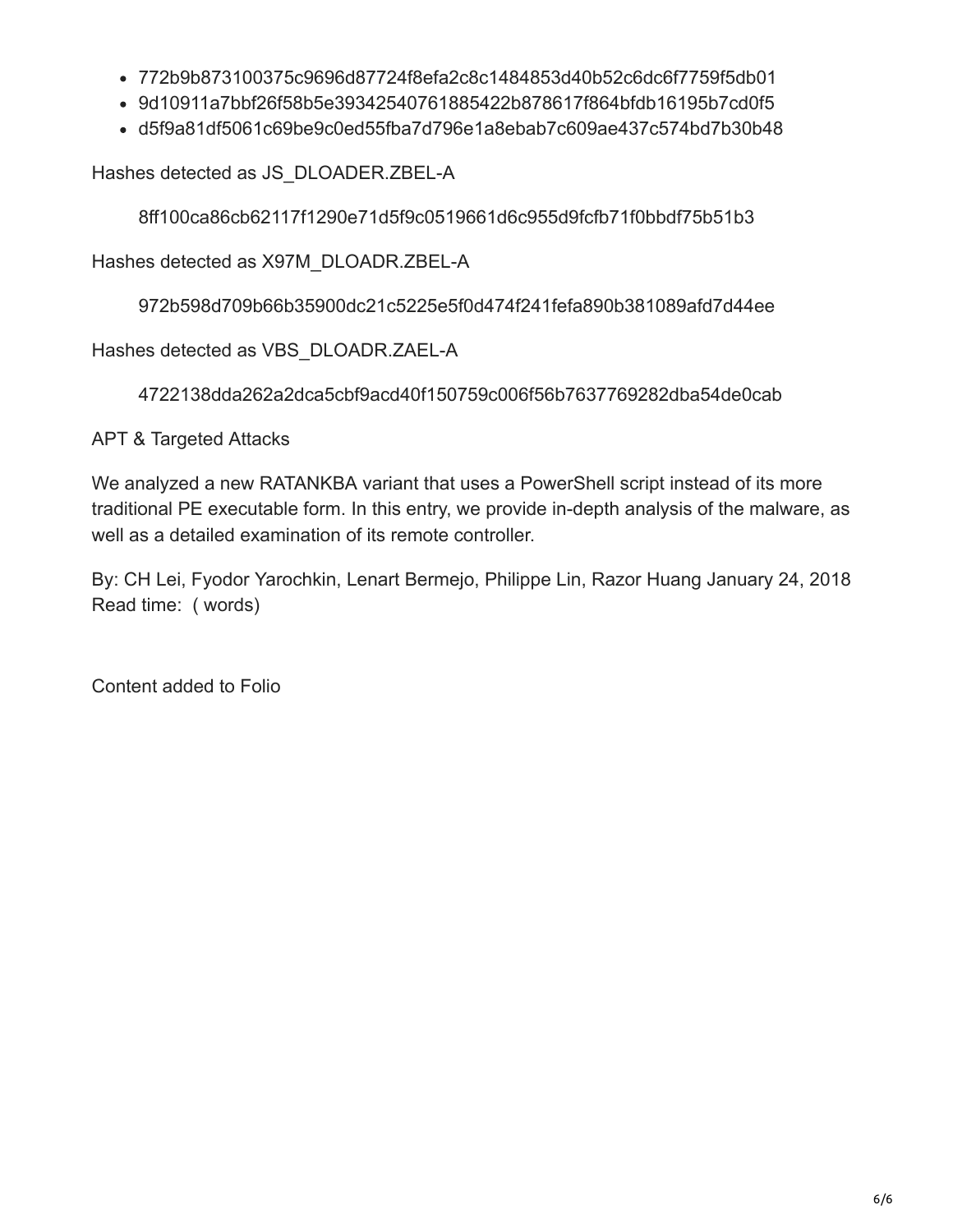- 772b9b873100375c9696d87724f8efa2c8c1484853d40b52c6dc6f7759f5db01
- 9d10911a7bbf26f58b5e39342540761885422b878617f864bfdb16195b7cd0f5
- d5f9a81df5061c69be9c0ed55fba7d796e1a8ebab7c609ae437c574bd7b30b48

Hashes detected as JS_DLOADER.ZBEL-A

8ff100ca86cb62117f1290e71d5f9c0519661d6c955d9fcfb71f0bbdf75b51b3

Hashes detected as X97M_DLOADR.ZBEL-A

972b598d709b66b35900dc21c5225e5f0d474f241fefa890b381089afd7d44ee

Hashes detected as VBS_DLOADR.ZAEL-A

4722138dda262a2dca5cbf9acd40f150759c006f56b7637769282dba54de0cab

APT & Targeted Attacks

We analyzed a new RATANKBA variant that uses a PowerShell script instead of its more traditional PE executable form. In this entry, we provide in-depth analysis of the malware, as well as a detailed examination of its remote controller.

By: CH Lei, Fyodor Yarochkin, Lenart Bermejo, Philippe Lin, Razor Huang January 24, 2018
Read time: ( words)

Content added to Folio